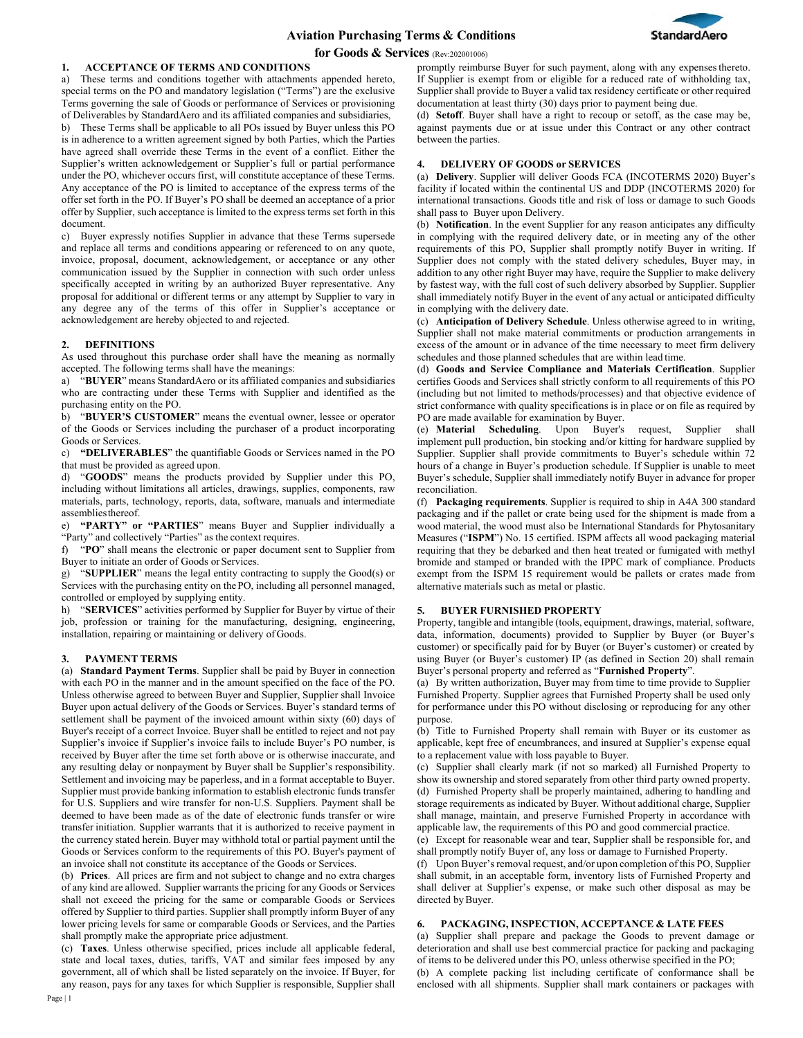# Aviation Purchasing Terms & Conditions for Goods & Services (Rev:202001006)

## 1. ACCEPTANCE OF TERMS AND CONDITIONS

a) These terms and conditions together with attachments appended hereto, special terms on the PO and mandatory legislation ("Terms") are the exclusive Terms governing the sale of Goods or performance of Services or provisioning of Deliverables by StandardAero and its affiliated companies and subsidiaries,

b) These Terms shall be applicable to all POs issued by Buyer unless this PO is in adherence to a written agreement signed by both Parties, which the Parties have agreed shall override these Terms in the event of a conflict. Either the Supplier's written acknowledgement or Supplier's full or partial performance under the PO, whichever occurs first, will constitute acceptance of these Terms. Any acceptance of the PO is limited to acceptance of the express terms of the offer set forth in the PO. If Buyer's PO shall be deemed an acceptance of a prior offer by Supplier, such acceptance is limited to the express terms set forth in this document.

c) Buyer expressly notifies Supplier in advance that these Terms supersede and replace all terms and conditions appearing or referenced to on any quote, invoice, proposal, document, acknowledgement, or acceptance or any other communication issued by the Supplier in connection with such order unless specifically accepted in writing by an authorized Buyer representative. Any proposal for additional or different terms or any attempt by Supplier to vary in any degree any of the terms of this offer in Supplier's acceptance or acknowledgement are hereby objected to and rejected.

## 2. DEFINITIONS

As used throughout this purchase order shall have the meaning as normally accepted. The following terms shall have the meanings:

a) "**BUYER**" means StandardAero or its affiliated companies and subsidiaries who are contracting under these Terms with Supplier and identified as the purchasing entity on the PO.

b) "**BUYER'S CUSTOMER**" means the eventual owner, lessee or operator of the Goods or Services including the purchaser of a product incorporating Goods or Services.

c) **"DELIVERABLES"** the quantifiable Goods or Services named in the PO that must be provided as agreed upon.

d) "**GOODS**" means the products provided by Supplier under this PO, including without limitations all articles, drawings, supplies, components, raw materials, parts, technology, reports, data, software, manuals and intermediate assemblies thereof.

e) **"PARTY" or "PARTIES"** means Buyer and Supplier individually a "Party" and collectively "Parties" as the context requires.

f) "**PO**" shall means the electronic or paper document sent to Supplier from Buyer to initiate an order of Goods or Services.

g) "**SUPPLIER**" means the legal entity contracting to supply the Good(s) or Services with the purchasing entity on the PO, including all personnel managed, controlled or employed by supplying entity.

h) "**SERVICES**" activities performed by Supplier for Buyer by virtue of their job, profession or training for the manufacturing, designing, engineering, installation, repairing or maintaining or delivery of Goods.

## 3. PAYMENT TERMS

(a) **Standard Payment Terms**. Supplier shall be paid by Buyer in connection with each PO in the manner and in the amount specified on the face of the PO. Unless otherwise agreed to between Buyer and Supplier, Supplier shall Invoice Buyer upon actual delivery of the Goods or Services. Buyer's standard terms of settlement shall be payment of the invoiced amount within sixty (60) days of Buyer's receipt of a correct Invoice. Buyer shall be entitled to reject and not pay Supplier's invoice if Supplier's invoice fails to include Buyer's PO number, is received by Buyer after the time set forth above or is otherwise inaccurate, and any resulting delay or nonpayment by Buyer shall be Supplier's responsibility. Settlement and invoicing may be paperless, and in a format acceptable to Buyer. Supplier must provide banking information to establish electronic funds transfer for U.S. Suppliers and wire transfer for non-U.S. Suppliers. Payment shall be deemed to have been made as of the date of electronic funds transfer or wire transfer initiation. Supplier warrants that it is authorized to receive payment in the currency stated herein. Buyer may withhold total or partial payment until the Goods or Services conform to the requirements of this PO. Buyer's payment of an invoice shall not constitute its acceptance of the Goods or Services.

(b) **Prices**. All prices are firm and not subject to change and no extra charges of any kind are allowed. Supplier warrants the pricing for any Goods or Services shall not exceed the pricing for the same or comparable Goods or Services offered by Supplier to third parties. Supplier shall promptly inform Buyer of any lower pricing levels for same or comparable Goods or Services, and the Parties shall promptly make the appropriate price adjustment.

(c) **Taxes**. Unless otherwise specified, prices include all applicable federal, state and local taxes, duties, tariffs, VAT and similar fees imposed by any government, all of which shall be listed separately on the invoice. If Buyer, for any reason, pays for any taxes for which Supplier is responsible, Supplier shall promptly reimburse Buyer for such payment, along with any expenses thereto. If Supplier is exempt from or eligible for a reduced rate of withholding tax, Supplier shall provide to Buyer a valid tax residency certificate or other required documentation at least thirty (30) days prior to payment being due.

(d) **Setoff**. Buyer shall have a right to recoup or setoff, as the case may be, against payments due or at issue under this Contract or any other contract between the parties.

## 4. DELIVERY OF GOODS or SERVICES

(a) **Delivery**. Supplier will deliver Goods FCA (INCOTERMS 2020) Buyer's facility if located within the continental US and DDP (INCOTERMS 2020) for international transactions. Goods title and risk of loss or damage to such Goods shall pass to Buyer upon Delivery.

(b) **Notification**. In the event Supplier for any reason anticipates any difficulty in complying with the required delivery date, or in meeting any of the other requirements of this PO, Supplier shall promptly notify Buyer in writing. If Supplier does not comply with the stated delivery schedules, Buyer may, in addition to any other right Buyer may have, require the Supplier to make delivery by fastest way, with the full cost of such delivery absorbed by Supplier. Supplier shall immediately notify Buyer in the event of any actual or anticipated difficulty in complying with the delivery date.

(c) **Anticipation of Delivery Schedule**. Unless otherwise agreed to in writing, Supplier shall not make material commitments or production arrangements in excess of the amount or in advance of the time necessary to meet firm delivery schedules and those planned schedules that are within lead time.

(d) **Goods and Service Compliance and Materials Certification**. Supplier certifies Goods and Services shall strictly conform to all requirements of this PO (including but not limited to methods/processes) and that objective evidence of strict conformance with quality specifications is in place or on file as required by PO are made available for examination by Buyer.

(e) **Material Scheduling**. Upon Buyer's request, Supplier shall implement pull production, bin stocking and/or kitting for hardware supplied by Supplier. Supplier shall provide commitments to Buyer's schedule within 72 hours of a change in Buyer's production schedule. If Supplier is unable to meet Buyer's schedule, Supplier shall immediately notify Buyer in advance for proper reconciliation.

(f) **Packaging requirements**. Supplier is required to ship in A4A 300 standard packaging and if the pallet or crate being used for the shipment is made from a wood material, the wood must also be International Standards for Phytosanitary Measures ("**ISPM**") No. 15 certified. ISPM affects all wood packaging material requiring that they be debarked and then heat treated or fumigated with methyl bromide and stamped or branded with the IPPC mark of compliance. Products exempt from the ISPM 15 requirement would be pallets or crates made from alternative materials such as metal or plastic.

## 5. BUYER FURNISHED PROPERTY

Property, tangible and intangible (tools, equipment, drawings, material, software, data, information, documents) provided to Supplier by Buyer (or Buyer's customer) or specifically paid for by Buyer (or Buyer's customer) or created by using Buyer (or Buyer's customer) IP (as defined in Section 20) shall remain Buyer's personal property and referred as "**Furnished Property**".

(a) By written authorization, Buyer may from time to time provide to Supplier Furnished Property. Supplier agrees that Furnished Property shall be used only for performance under this PO without disclosing or reproducing for any other purpose.

(b) Title to Furnished Property shall remain with Buyer or its customer as applicable, kept free of encumbrances, and insured at Supplier's expense equal to a replacement value with loss payable to Buyer.

(c) Supplier shall clearly mark (if not so marked) all Furnished Property to show its ownership and stored separately from other third party owned property.

(d) Furnished Property shall be properly maintained, adhering to handling and storage requirements as indicated by Buyer. Without additional charge, Supplier shall manage, maintain, and preserve Furnished Property in accordance with applicable law, the requirements of this PO and good commercial practice.

(e) Except for reasonable wear and tear, Supplier shall be responsible for, and shall promptly notify Buyer of, any loss or damage to Furnished Property.

(f) Upon Buyer's removal request, and/or upon completion of this PO, Supplier shall submit, in an acceptable form, inventory lists of Furnished Property and shall deliver at Supplier's expense, or make such other disposal as may be directed by Buyer.

## 6. PACKAGING, INSPECTION, ACCEPTANCE & LATE FEES

(a) Supplier shall prepare and package the Goods to prevent damage or deterioration and shall use best commercial practice for packing and packaging of items to be delivered under this PO, unless otherwise specified in the PO;

(b) A complete packing list including certificate of conformance shall be enclosed with all shipments. Supplier shall mark containers or packages with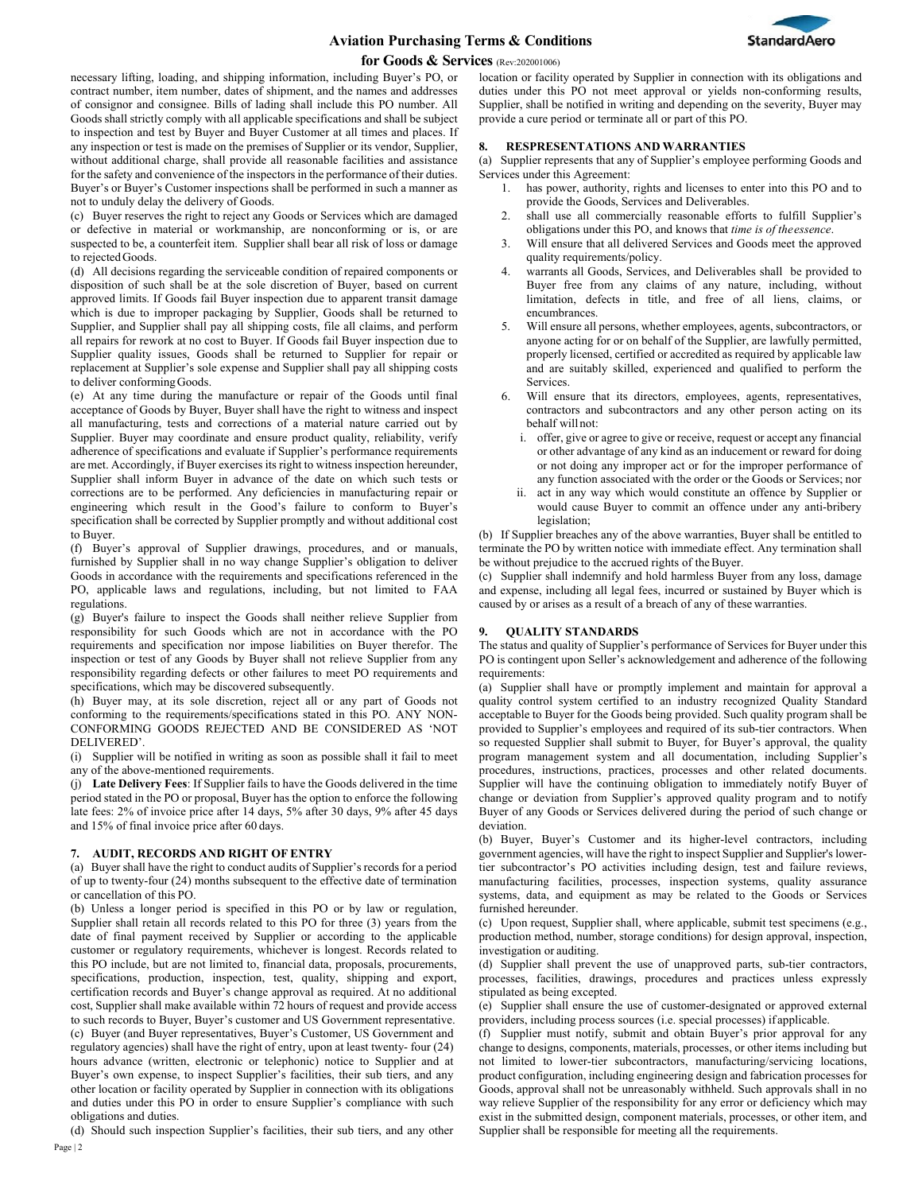necessary lifting, loading, and shipping information, including Buyer's PO, or contract number, item number, dates of shipment, and the names and addresses of consignor and consignee. Bills of lading shall include this PO number. All Goods shall strictly comply with all applicable specifications and shall be subject to inspection and test by Buyer and Buyer Customer at all times and places. If any inspection or test is made on the premises of Supplier or its vendor, Supplier, without additional charge, shall provide all reasonable facilities and assistance for the safety and convenience of the inspectors in the performance of their duties. Buyer's or Buyer's Customer inspections shall be performed in such a manner as not to unduly delay the delivery of Goods.

(c) Buyer reserves the right to reject any Goods or Services which are damaged or defective in material or workmanship, are nonconforming or is, or are suspected to be, a counterfeit item. Supplier shall bear all risk of loss or damage to rejected Goods.

(d) All decisions regarding the serviceable condition of repaired components or disposition of such shall be at the sole discretion of Buyer, based on current approved limits. If Goods fail Buyer inspection due to apparent transit damage which is due to improper packaging by Supplier, Goods shall be returned to Supplier, and Supplier shall pay all shipping costs, file all claims, and perform all repairs for rework at no cost to Buyer. If Goods fail Buyer inspection due to Supplier quality issues, Goods shall be returned to Supplier for repair or replacement at Supplier's sole expense and Supplier shall pay all shipping costs to deliver conforming Goods.

(e) At any time during the manufacture or repair of the Goods until final acceptance of Goods by Buyer, Buyer shall have the right to witness and inspect all manufacturing, tests and corrections of a material nature carried out by Supplier. Buyer may coordinate and ensure product quality, reliability, verify adherence of specifications and evaluate if Supplier's performance requirements are met. Accordingly, if Buyer exercises its right to witness inspection hereunder, Supplier shall inform Buyer in advance of the date on which such tests or corrections are to be performed. Any deficiencies in manufacturing repair or engineering which result in the Good's failure to conform to Buyer's specification shall be corrected by Supplier promptly and without additional cost to Buyer.

(f) Buyer's approval of Supplier drawings, procedures, and or manuals, furnished by Supplier shall in no way change Supplier's obligation to deliver Goods in accordance with the requirements and specifications referenced in the PO, applicable laws and regulations, including, but not limited to FAA regulations.

(g) Buyer's failure to inspect the Goods shall neither relieve Supplier from responsibility for such Goods which are not in accordance with the PO requirements and specification nor impose liabilities on Buyer therefor. The inspection or test of any Goods by Buyer shall not relieve Supplier from any responsibility regarding defects or other failures to meet PO requirements and specifications, which may be discovered subsequently.

(h) Buyer may, at its sole discretion, reject all or any part of Goods not conforming to the requirements/specifications stated in this PO. ANY NON-CONFORMING GOODS REJECTED AND BE CONSIDERED AS 'NOT DELIVERED'.

(i) Supplier will be notified in writing as soon as possible shall it fail to meet any of the above-mentioned requirements.

(j) **Late Delivery Fees**: If Supplier fails to have the Goods delivered in the time period stated in the PO or proposal, Buyer has the option to enforce the following late fees: 2% of invoice price after 14 days, 5% after 30 days, 9% after 45 days and 15% of final invoice price after 60 days.

## 7. AUDIT, RECORDS AND RIGHT OF ENTRY

(a) Buyer shall have the right to conduct audits of Supplier's records for a period of up to twenty-four (24) months subsequent to the effective date of termination or cancellation of this PO.

(b) Unless a longer period is specified in this PO or by law or regulation, Supplier shall retain all records related to this PO for three (3) years from the date of final payment received by Supplier or according to the applicable customer or regulatory requirements, whichever is longest. Records related to this PO include, but are not limited to, financial data, proposals, procurements, specifications, production, inspection, test, quality, shipping and export, certification records and Buyer's change approval as required. At no additional cost, Supplier shall make available within 72 hours of request and provide access to such records to Buyer, Buyer's customer and US Government representative.

(c) Buyer (and Buyer representatives, Buyer's Customer, US Government and regulatory agencies) shall have the right of entry, upon at least twenty- four (24) hours advance (written, electronic or telephonic) notice to Supplier and at Buyer's own expense, to inspect Supplier's facilities, their sub tiers, and any other location or facility operated by Supplier in connection with its obligations and duties under this PO in order to ensure Supplier's compliance with such obligations and duties.

(d) Should such inspection Supplier's facilities, their sub tiers, and any other location or facility operated by Supplier in connection with its obligations and duties under this PO not meet approval or yields non-conforming results, Supplier, shall be notified in writing and depending on the severity, Buyer may provide a cure period or terminate all or part of this PO.

## 8. RESPRESENTATIONS AND WARRANTIES

(a) Supplier represents that any of Supplier's employee performing Goods and Services under this Agreement:

1. has power, authority, rights and licenses to enter into this PO and to provide the Goods, Services and Deliverables.
2. shall use all commercially reasonable efforts to fulfill Supplier's obligations under this PO, and knows that *time is of the essence*.
3. Will ensure that all delivered Services and Goods meet the approved quality requirements/policy.
4. warrants all Goods, Services, and Deliverables shall be provided to Buyer free from any claims of any nature, including, without limitation, defects in title, and free of all liens, claims, or encumbrances.
5. Will ensure all persons, whether employees, agents, subcontractors, or anyone acting for or on behalf of the Supplier, are lawfully permitted, properly licensed, certified or accredited as required by applicable law and are suitably skilled, experienced and qualified to perform the Services.
6. Will ensure that its directors, employees, agents, representatives, contractors and subcontractors and any other person acting on its behalf will not:
   i. offer, give or agree to give or receive, request or accept any financial or other advantage of any kind as an inducement or reward for doing or not doing any improper act or for the improper performance of any function associated with the order or the Goods or Services; nor
   ii. act in any way which would constitute an offence by Supplier or would cause Buyer to commit an offence under any anti-bribery legislation;

(b) If Supplier breaches any of the above warranties, Buyer shall be entitled to terminate the PO by written notice with immediate effect. Any termination shall be without prejudice to the accrued rights of the Buyer.

(c) Supplier shall indemnify and hold harmless Buyer from any loss, damage and expense, including all legal fees, incurred or sustained by Buyer which is caused by or arises as a result of a breach of any of these warranties.

## 9. QUALITY STANDARDS

The status and quality of Supplier's performance of Services for Buyer under this PO is contingent upon Seller's acknowledgement and adherence of the following requirements:

(a) Supplier shall have or promptly implement and maintain for approval a quality control system certified to an industry recognized Quality Standard acceptable to Buyer for the Goods being provided. Such quality program shall be provided to Supplier's employees and required of its sub-tier contractors. When so requested Supplier shall submit to Buyer, for Buyer's approval, the quality program management system and all documentation, including Supplier's procedures, instructions, practices, processes and other related documents. Supplier will have the continuing obligation to immediately notify Buyer of change or deviation from Supplier's approved quality program and to notify Buyer of any Goods or Services delivered during the period of such change or deviation.

(b) Buyer, Buyer's Customer and its higher-level contractors, including government agencies, will have the right to inspect Supplier and Supplier's lower-tier subcontractor's PO activities including design, test and failure reviews, manufacturing facilities, processes, inspection systems, quality assurance systems, data, and equipment as may be related to the Goods or Services furnished hereunder.

(c) Upon request, Supplier shall, where applicable, submit test specimens (e.g., production method, number, storage conditions) for design approval, inspection, investigation or auditing.

(d) Supplier shall prevent the use of unapproved parts, sub-tier contractors, processes, facilities, drawings, procedures and practices unless expressly stipulated as being excepted.

(e) Supplier shall ensure the use of customer-designated or approved external providers, including process sources (i.e. special processes) if applicable.

(f) Supplier must notify, submit and obtain Buyer's prior approval for any change to designs, components, materials, processes, or other items including but not limited to lower-tier subcontractors, manufacturing/servicing locations, product configuration, including engineering design and fabrication processes for Goods, approval shall not be unreasonably withheld. Such approvals shall in no way relieve Supplier of the responsibility for any error or deficiency which may exist in the submitted design, component materials, processes, or other item, and Supplier shall be responsible for meeting all the requirements.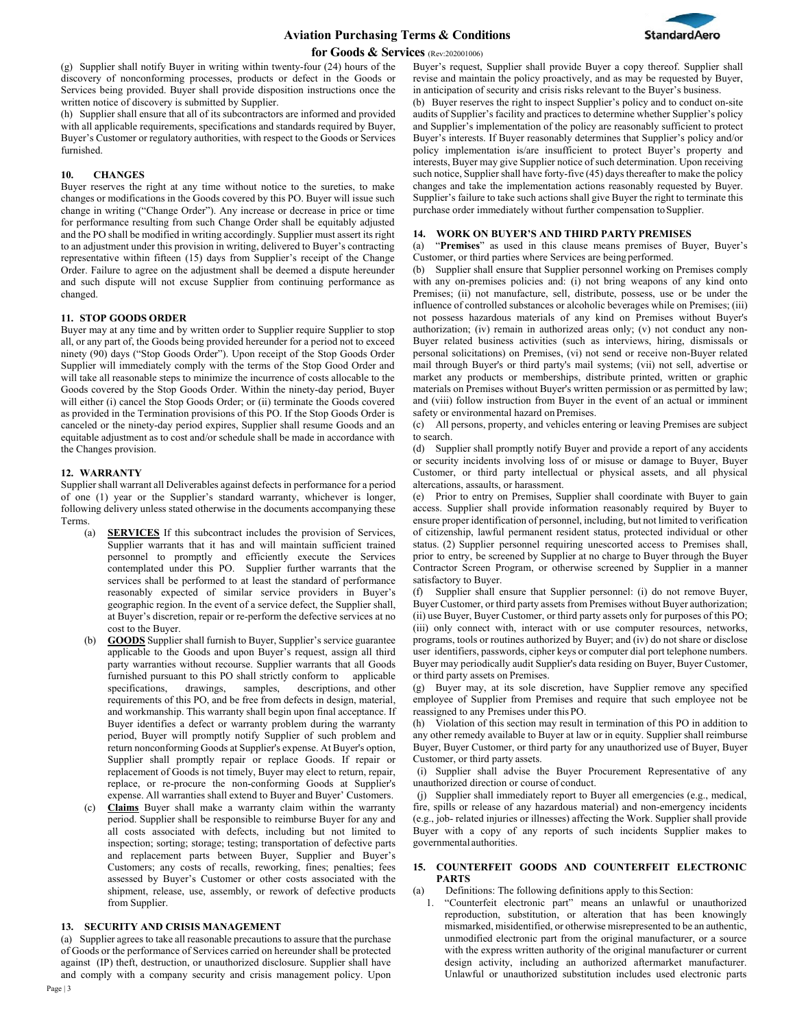(g) Supplier shall notify Buyer in writing within twenty-four (24) hours of the discovery of nonconforming processes, products or defect in the Goods or Services being provided. Buyer shall provide disposition instructions once the written notice of discovery is submitted by Supplier.

(h) Supplier shall ensure that all of its subcontractors are informed and provided with all applicable requirements, specifications and standards required by Buyer, Buyer's Customer or regulatory authorities, with respect to the Goods or Services furnished.

## 10. CHANGES

Buyer reserves the right at any time without notice to the sureties, to make changes or modifications in the Goods covered by this PO. Buyer will issue such change in writing ("Change Order"). Any increase or decrease in price or time for performance resulting from such Change Order shall be equitably adjusted and the PO shall be modified in writing accordingly. Supplier must assert its right to an adjustment under this provision in writing, delivered to Buyer's contracting representative within fifteen (15) days from Supplier's receipt of the Change Order. Failure to agree on the adjustment shall be deemed a dispute hereunder and such dispute will not excuse Supplier from continuing performance as changed.

## 11. STOP GOODS ORDER

Buyer may at any time and by written order to Supplier require Supplier to stop all, or any part of, the Goods being provided hereunder for a period not to exceed ninety (90) days ("Stop Goods Order"). Upon receipt of the Stop Goods Order Supplier will immediately comply with the terms of the Stop Good Order and will take all reasonable steps to minimize the incurrence of costs allocable to the Goods covered by the Stop Goods Order. Within the ninety-day period, Buyer will either (i) cancel the Stop Goods Order; or (ii) terminate the Goods covered as provided in the Termination provisions of this PO. If the Stop Goods Order is canceled or the ninety-day period expires, Supplier shall resume Goods and an equitable adjustment as to cost and/or schedule shall be made in accordance with the Changes provision.

## 12. WARRANTY

Supplier shall warrant all Deliverables against defects in performance for a period of one (1) year or the Supplier's standard warranty, whichever is longer, following delivery unless stated otherwise in the documents accompanying these Terms.

(a) **SERVICES** If this subcontract includes the provision of Services, Supplier warrants that it has and will maintain sufficient trained personnel to promptly and efficiently execute the Services contemplated under this PO. Supplier further warrants that the services shall be performed to at least the standard of performance reasonably expected of similar service providers in Buyer's geographic region. In the event of a service defect, the Supplier shall, at Buyer's discretion, repair or re-perform the defective services at no cost to the Buyer.

(b) **GOODS** Supplier shall furnish to Buyer, Supplier's service guarantee applicable to the Goods and upon Buyer's request, assign all third party warranties without recourse. Supplier warrants that all Goods furnished pursuant to this PO shall strictly conform to applicable specifications, drawings, samples, descriptions, and other requirements of this PO, and be free from defects in design, material, and workmanship. This warranty shall begin upon final acceptance. If Buyer identifies a defect or warranty problem during the warranty period, Buyer will promptly notify Supplier of such problem and return nonconforming Goods at Supplier's expense. At Buyer's option, Supplier shall promptly repair or replace Goods. If repair or replacement of Goods is not timely, Buyer may elect to return, repair, replace, or re-procure the non-conforming Goods at Supplier's expense. All warranties shall extend to Buyer and Buyer' Customers.

(c) **Claims** Buyer shall make a warranty claim within the warranty period. Supplier shall be responsible to reimburse Buyer for any and all costs associated with defects, including but not limited to inspection; sorting; storage; testing; transportation of defective parts and replacement parts between Buyer, Supplier and Buyer's Customers; any costs of recalls, reworking, fines; penalties; fees assessed by Buyer's Customer or other costs associated with the shipment, release, use, assembly, or rework of defective products from Supplier.

## 13. SECURITY AND CRISIS MANAGEMENT

(a) Supplier agrees to take all reasonable precautions to assure that the purchase of Goods or the performance of Services carried on hereunder shall be protected against (IP) theft, destruction, or unauthorized disclosure. Supplier shall have and comply with a company security and crisis management policy. Upon Buyer's request, Supplier shall provide Buyer a copy thereof. Supplier shall revise and maintain the policy proactively, and as may be requested by Buyer, in anticipation of security and crisis risks relevant to the Buyer's business.

(b) Buyer reserves the right to inspect Supplier's policy and to conduct on-site audits of Supplier's facility and practices to determine whether Supplier's policy and Supplier's implementation of the policy are reasonably sufficient to protect Buyer's interests. If Buyer reasonably determines that Supplier's policy and/or policy implementation is/are insufficient to protect Buyer's property and interests, Buyer may give Supplier notice of such determination. Upon receiving such notice, Supplier shall have forty-five (45) days thereafter to make the policy changes and take the implementation actions reasonably requested by Buyer. Supplier's failure to take such actions shall give Buyer the right to terminate this purchase order immediately without further compensation to Supplier.

## 14. WORK ON BUYER'S AND THIRD PARTY PREMISES

(a) "**Premises**" as used in this clause means premises of Buyer, Buyer's Customer, or third parties where Services are being performed.

(b) Supplier shall ensure that Supplier personnel working on Premises comply with any on-premises policies and: (i) not bring weapons of any kind onto Premises; (ii) not manufacture, sell, distribute, possess, use or be under the influence of controlled substances or alcoholic beverages while on Premises; (iii) not possess hazardous materials of any kind on Premises without Buyer's authorization; (iv) remain in authorized areas only; (v) not conduct any non-Buyer related business activities (such as interviews, hiring, dismissals or personal solicitations) on Premises, (vi) not send or receive non-Buyer related mail through Buyer's or third party's mail systems; (vii) not sell, advertise or market any products or memberships, distribute printed, written or graphic materials on Premises without Buyer's written permission or as permitted by law; and (viii) follow instruction from Buyer in the event of an actual or imminent safety or environmental hazard on Premises.

(c) All persons, property, and vehicles entering or leaving Premises are subject to search.

(d) Supplier shall promptly notify Buyer and provide a report of any accidents or security incidents involving loss of or misuse or damage to Buyer, Buyer Customer, or third party intellectual or physical assets, and all physical altercations, assaults, or harassment.

(e) Prior to entry on Premises, Supplier shall coordinate with Buyer to gain access. Supplier shall provide information reasonably required by Buyer to ensure proper identification of personnel, including, but not limited to verification of citizenship, lawful permanent resident status, protected individual or other status. (2) Supplier personnel requiring unescorted access to Premises shall, prior to entry, be screened by Supplier at no charge to Buyer through the Buyer Contractor Screen Program, or otherwise screened by Supplier in a manner satisfactory to Buyer.

(f) Supplier shall ensure that Supplier personnel: (i) do not remove Buyer, Buyer Customer, or third party assets from Premises without Buyer authorization; (ii) use Buyer, Buyer Customer, or third party assets only for purposes of this PO; (iii) only connect with, interact with or use computer resources, networks, programs, tools or routines authorized by Buyer; and (iv) do not share or disclose user identifiers, passwords, cipher keys or computer dial port telephone numbers. Buyer may periodically audit Supplier's data residing on Buyer, Buyer Customer, or third party assets on Premises.

(g) Buyer may, at its sole discretion, have Supplier remove any specified employee of Supplier from Premises and require that such employee not be reassigned to any Premises under this PO.

(h) Violation of this section may result in termination of this PO in addition to any other remedy available to Buyer at law or in equity. Supplier shall reimburse Buyer, Buyer Customer, or third party for any unauthorized use of Buyer, Buyer Customer, or third party assets.

(i) Supplier shall advise the Buyer Procurement Representative of any unauthorized direction or course of conduct.

(j) Supplier shall immediately report to Buyer all emergencies (e.g., medical, fire, spills or release of any hazardous material) and non-emergency incidents (e.g., job- related injuries or illnesses) affecting the Work. Supplier shall provide Buyer with a copy of any reports of such incidents Supplier makes to governmental authorities.

## 15. COUNTERFEIT GOODS AND COUNTERFEIT ELECTRONIC PARTS

(a) Definitions: The following definitions apply to this Section:

1. "Counterfeit electronic part" means an unlawful or unauthorized reproduction, substitution, or alteration that has been knowingly mismarked, misidentified, or otherwise misrepresented to be an authentic, unmodified electronic part from the original manufacturer, or a source with the express written authority of the original manufacturer or current design activity, including an authorized aftermarket manufacturer. Unlawful or unauthorized substitution includes used electronic parts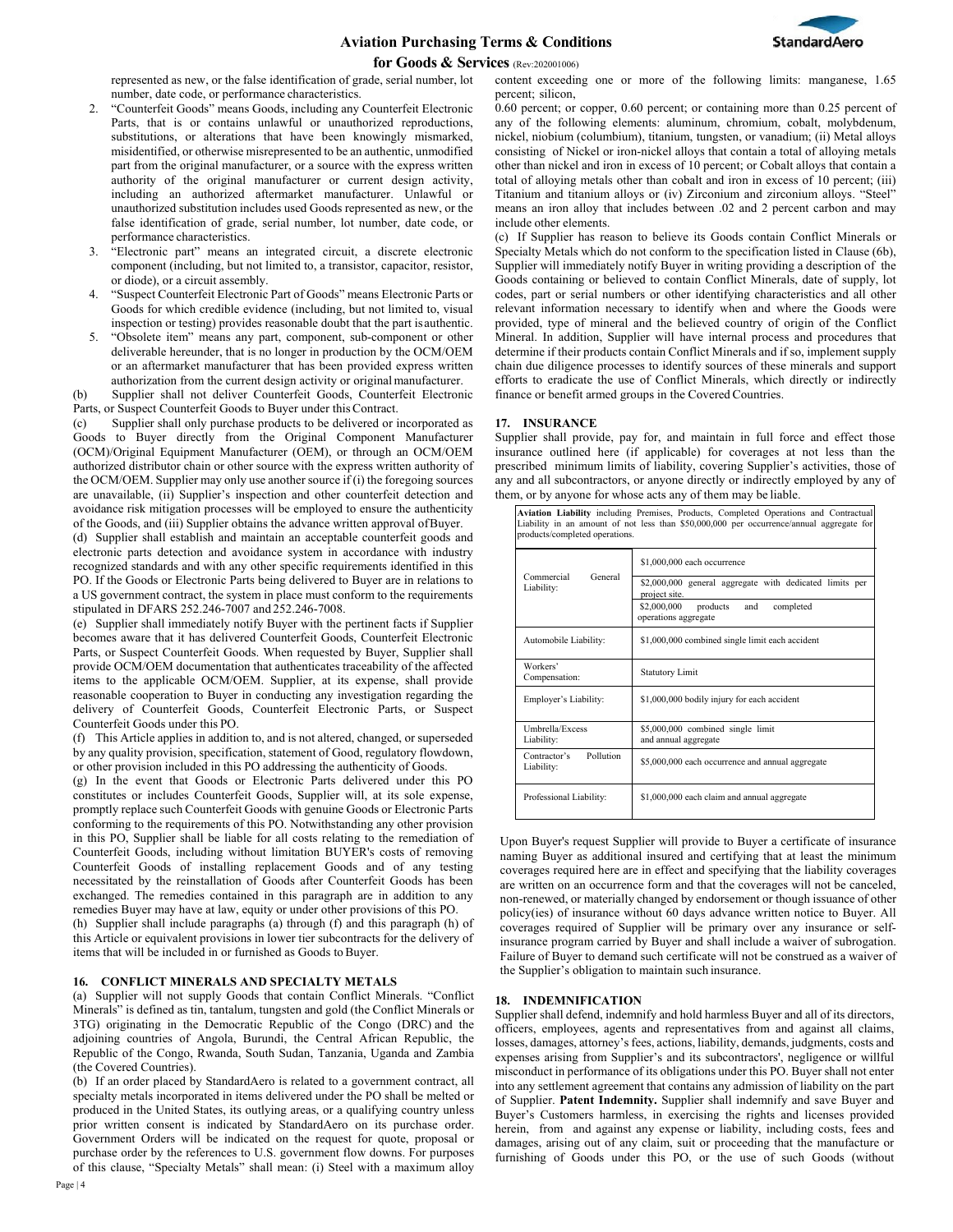represented as new, or the false identification of grade, serial number, lot number, date code, or performance characteristics.

2. "Counterfeit Goods" means Goods, including any Counterfeit Electronic Parts, that is or contains unlawful or unauthorized reproductions, substitutions, or alterations that have been knowingly mismarked, misidentified, or otherwise misrepresented to be an authentic, unmodified part from the original manufacturer, or a source with the express written authority of the original manufacturer or current design activity, including an authorized aftermarket manufacturer. Unlawful or unauthorized substitution includes used Goods represented as new, or the false identification of grade, serial number, lot number, date code, or performance characteristics.
3. "Electronic part" means an integrated circuit, a discrete electronic component (including, but not limited to, a transistor, capacitor, resistor, or diode), or a circuit assembly.
4. "Suspect Counterfeit Electronic Part of Goods" means Electronic Parts or Goods for which credible evidence (including, but not limited to, visual inspection or testing) provides reasonable doubt that the part is authentic.
5. "Obsolete item" means any part, component, sub-component or other deliverable hereunder, that is no longer in production by the OCM/OEM or an aftermarket manufacturer that has been provided express written authorization from the current design activity or original manufacturer.

(b) Supplier shall not deliver Counterfeit Goods, Counterfeit Electronic Parts, or Suspect Counterfeit Goods to Buyer under this Contract.

(c) Supplier shall only purchase products to be delivered or incorporated as Goods to Buyer directly from the Original Component Manufacturer (OCM)/Original Equipment Manufacturer (OEM), or through an OCM/OEM authorized distributor chain or other source with the express written authority of the OCM/OEM. Supplier may only use another source if (i) the foregoing sources are unavailable, (ii) Supplier's inspection and other counterfeit detection and avoidance risk mitigation processes will be employed to ensure the authenticity of the Goods, and (iii) Supplier obtains the advance written approval of Buyer.

(d) Supplier shall establish and maintain an acceptable counterfeit goods and electronic parts detection and avoidance system in accordance with industry recognized standards and with any other specific requirements identified in this PO. If the Goods or Electronic Parts being delivered to Buyer are in relations to a US government contract, the system in place must conform to the requirements stipulated in DFARS 252.246-7007 and 252.246-7008.

(e) Supplier shall immediately notify Buyer with the pertinent facts if Supplier becomes aware that it has delivered Counterfeit Goods, Counterfeit Electronic Parts, or Suspect Counterfeit Goods. When requested by Buyer, Supplier shall provide OCM/OEM documentation that authenticates traceability of the affected items to the applicable OCM/OEM. Supplier, at its expense, shall provide reasonable cooperation to Buyer in conducting any investigation regarding the delivery of Counterfeit Goods, Counterfeit Electronic Parts, or Suspect Counterfeit Goods under this PO.

(f) This Article applies in addition to, and is not altered, changed, or superseded by any quality provision, specification, statement of Good, regulatory flowdown, or other provision included in this PO addressing the authenticity of Goods.

(g) In the event that Goods or Electronic Parts delivered under this PO constitutes or includes Counterfeit Goods, Supplier will, at its sole expense, promptly replace such Counterfeit Goods with genuine Goods or Electronic Parts conforming to the requirements of this PO. Notwithstanding any other provision in this PO, Supplier shall be liable for all costs relating to the remediation of Counterfeit Goods, including without limitation BUYER's costs of removing Counterfeit Goods of installing replacement Goods and of any testing necessitated by the reinstallation of Goods after Counterfeit Goods has been exchanged. The remedies contained in this paragraph are in addition to any remedies Buyer may have at law, equity or under other provisions of this PO.

(h) Supplier shall include paragraphs (a) through (f) and this paragraph (h) of this Article or equivalent provisions in lower tier subcontracts for the delivery of items that will be included in or furnished as Goods to Buyer.

## 16. CONFLICT MINERALS AND SPECIALTY METALS

(a) Supplier will not supply Goods that contain Conflict Minerals. "Conflict Minerals" is defined as tin, tantalum, tungsten and gold (the Conflict Minerals or 3TG) originating in the Democratic Republic of the Congo (DRC) and the adjoining countries of Angola, Burundi, the Central African Republic, the Republic of the Congo, Rwanda, South Sudan, Tanzania, Uganda and Zambia (the Covered Countries).

(b) If an order placed by StandardAero is related to a government contract, all specialty metals incorporated in items delivered under the PO shall be melted or produced in the United States, its outlying areas, or a qualifying country unless prior written consent is indicated by StandardAero on its purchase order. Government Orders will be indicated on the request for quote, proposal or purchase order by the references to U.S. government flow downs. For purposes of this clause, "Specialty Metals" shall mean: (i) Steel with a maximum alloy content exceeding one or more of the following limits: manganese, 1.65 percent; silicon,

0.60 percent; or copper, 0.60 percent; or containing more than 0.25 percent of any of the following elements: aluminum, chromium, cobalt, molybdenum, nickel, niobium (columbium), titanium, tungsten, or vanadium; (ii) Metal alloys consisting of Nickel or iron-nickel alloys that contain a total of alloying metals other than nickel and iron in excess of 10 percent; or Cobalt alloys that contain a total of alloying metals other than cobalt and iron in excess of 10 percent; (iii) Titanium and titanium alloys or (iv) Zirconium and zirconium alloys. "Steel" means an iron alloy that includes between .02 and 2 percent carbon and may include other elements.

(c) If Supplier has reason to believe its Goods contain Conflict Minerals or Specialty Metals which do not conform to the specification listed in Clause (6b), Supplier will immediately notify Buyer in writing providing a description of the Goods containing or believed to contain Conflict Minerals, date of supply, lot codes, part or serial numbers or other identifying characteristics and all other relevant information necessary to identify when and where the Goods were provided, type of mineral and the believed country of origin of the Conflict Mineral. In addition, Supplier will have internal process and procedures that determine if their products contain Conflict Minerals and if so, implement supply chain due diligence processes to identify sources of these minerals and support efforts to eradicate the use of Conflict Minerals, which directly or indirectly finance or benefit armed groups in the Covered Countries.

## 17. INSURANCE

Supplier shall provide, pay for, and maintain in full force and effect those insurance outlined here (if applicable) for coverages at not less than the prescribed minimum limits of liability, covering Supplier's activities, those of any and all subcontractors, or anyone directly or indirectly employed by any of them, or by anyone for whose acts any of them may be liable.

| **Aviation Liability** including Premises, Products, Completed Operations and Contractual Liability in an amount of not less than $50,000,000 per occurrence/annual aggregate for products/completed operations. | |
|---|---|
| Commercial General Liability: | $1,000,000 each occurrence |
| | $2,000,000 general aggregate with dedicated limits per project site. |
| | $2,000,000 products and completed operations aggregate |
| Automobile Liability: | $1,000,000 combined single limit each accident |
| Workers' Compensation: | Statutory Limit |
| Employer's Liability: | $1,000,000 bodily injury for each accident |
| Umbrella/Excess Liability: | $5,000,000 combined single limit and annual aggregate |
| Contractor's Pollution Liability: | $5,000,000 each occurrence and annual aggregate |
| Professional Liability: | $1,000,000 each claim and annual aggregate |

Upon Buyer's request Supplier will provide to Buyer a certificate of insurance naming Buyer as additional insured and certifying that at least the minimum coverages required here are in effect and specifying that the liability coverages are written on an occurrence form and that the coverages will not be canceled, non-renewed, or materially changed by endorsement or though issuance of other policy(ies) of insurance without 60 days advance written notice to Buyer. All coverages required of Supplier will be primary over any insurance or self-insurance program carried by Buyer and shall include a waiver of subrogation. Failure of Buyer to demand such certificate will not be construed as a waiver of the Supplier's obligation to maintain such insurance.

## 18. INDEMNIFICATION

Supplier shall defend, indemnify and hold harmless Buyer and all of its directors, officers, employees, agents and representatives from and against all claims, losses, damages, attorney's fees, actions, liability, demands, judgments, costs and expenses arising from Supplier's and its subcontractors', negligence or willful misconduct in performance of its obligations under this PO. Buyer shall not enter into any settlement agreement that contains any admission of liability on the part of Supplier. **Patent Indemnity.** Supplier shall indemnify and save Buyer and Buyer's Customers harmless, in exercising the rights and licenses provided herein, from and against any expense or liability, including costs, fees and damages, arising out of any claim, suit or proceeding that the manufacture or furnishing of Goods under this PO, or the use of such Goods (without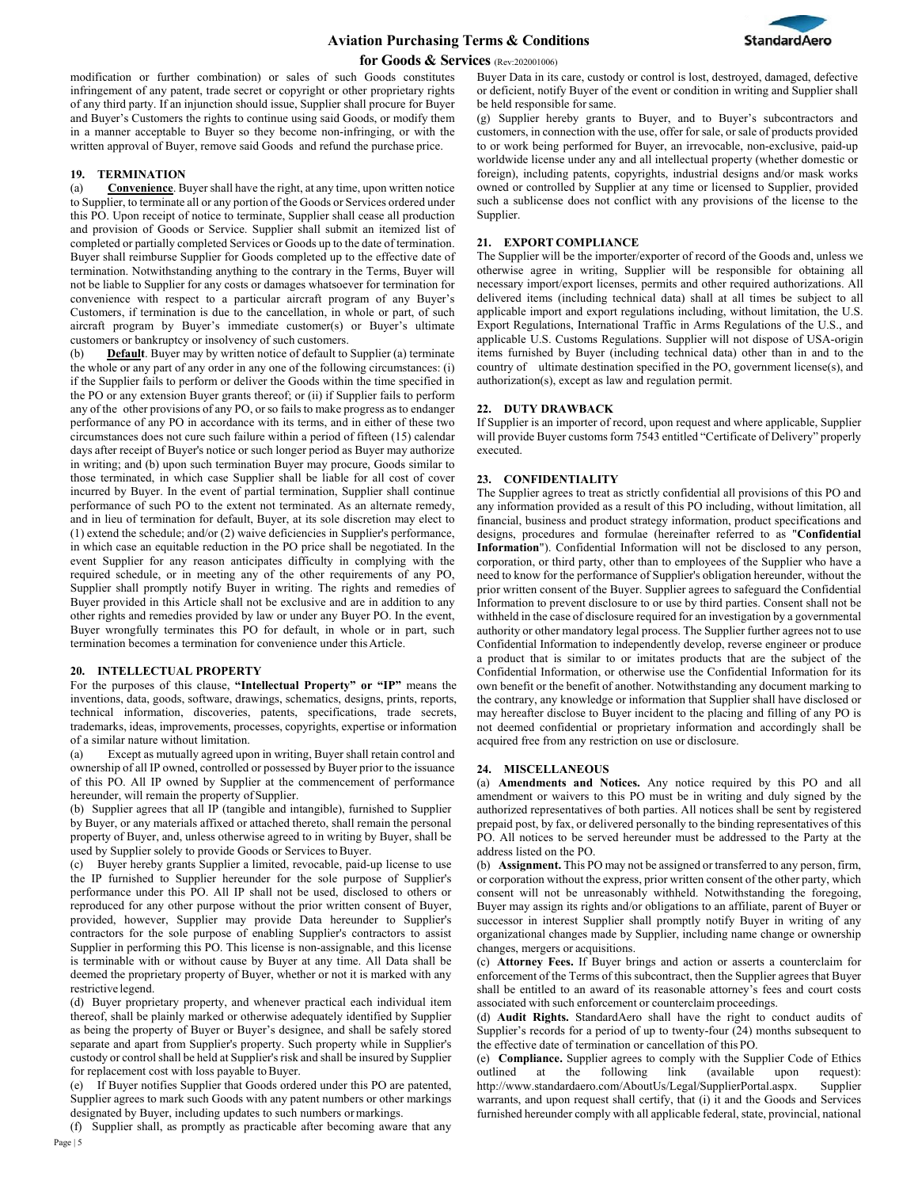modification or further combination) or sales of such Goods constitutes infringement of any patent, trade secret or copyright or other proprietary rights of any third party. If an injunction should issue, Supplier shall procure for Buyer and Buyer's Customers the rights to continue using said Goods, or modify them in a manner acceptable to Buyer so they become non-infringing, or with the written approval of Buyer, remove said Goods and refund the purchase price.

## 19. TERMINATION

(a) **Convenience**. Buyer shall have the right, at any time, upon written notice to Supplier, to terminate all or any portion of the Goods or Services ordered under this PO. Upon receipt of notice to terminate, Supplier shall cease all production and provision of Goods or Service. Supplier shall submit an itemized list of completed or partially completed Services or Goods up to the date of termination. Buyer shall reimburse Supplier for Goods completed up to the effective date of termination. Notwithstanding anything to the contrary in the Terms, Buyer will not be liable to Supplier for any costs or damages whatsoever for termination for convenience with respect to a particular aircraft program of any Buyer's Customers, if termination is due to the cancellation, in whole or part, of such aircraft program by Buyer's immediate customer(s) or Buyer's ultimate customers or bankruptcy or insolvency of such customers.

(b) **Default**. Buyer may by written notice of default to Supplier (a) terminate the whole or any part of any order in any one of the following circumstances: (i) if the Supplier fails to perform or deliver the Goods within the time specified in the PO or any extension Buyer grants thereof; or (ii) if Supplier fails to perform any of the other provisions of any PO, or so fails to make progress as to endanger performance of any PO in accordance with its terms, and in either of these two circumstances does not cure such failure within a period of fifteen (15) calendar days after receipt of Buyer's notice or such longer period as Buyer may authorize in writing; and (b) upon such termination Buyer may procure, Goods similar to those terminated, in which case Supplier shall be liable for all cost of cover incurred by Buyer. In the event of partial termination, Supplier shall continue performance of such PO to the extent not terminated. As an alternate remedy, and in lieu of termination for default, Buyer, at its sole discretion may elect to (1) extend the schedule; and/or (2) waive deficiencies in Supplier's performance, in which case an equitable reduction in the PO price shall be negotiated. In the event Supplier for any reason anticipates difficulty in complying with the required schedule, or in meeting any of the other requirements of any PO, Supplier shall promptly notify Buyer in writing. The rights and remedies of Buyer provided in this Article shall not be exclusive and are in addition to any other rights and remedies provided by law or under any Buyer PO. In the event, Buyer wrongfully terminates this PO for default, in whole or in part, such termination becomes a termination for convenience under this Article.

## 20. INTELLECTUAL PROPERTY

For the purposes of this clause, **"Intellectual Property" or "IP"** means the inventions, data, goods, software, drawings, schematics, designs, prints, reports, technical information, discoveries, patents, specifications, trade secrets, trademarks, ideas, improvements, processes, copyrights, expertise or information of a similar nature without limitation.

(a) Except as mutually agreed upon in writing, Buyer shall retain control and ownership of all IP owned, controlled or possessed by Buyer prior to the issuance of this PO. All IP owned by Supplier at the commencement of performance hereunder, will remain the property of Supplier.

(b) Supplier agrees that all IP (tangible and intangible), furnished to Supplier by Buyer, or any materials affixed or attached thereto, shall remain the personal property of Buyer, and, unless otherwise agreed to in writing by Buyer, shall be used by Supplier solely to provide Goods or Services to Buyer.

(c) Buyer hereby grants Supplier a limited, revocable, paid-up license to use the IP furnished to Supplier hereunder for the sole purpose of Supplier's performance under this PO. All IP shall not be used, disclosed to others or reproduced for any other purpose without the prior written consent of Buyer, provided, however, Supplier may provide Data hereunder to Supplier's contractors for the sole purpose of enabling Supplier's contractors to assist Supplier in performing this PO. This license is non-assignable, and this license is terminable with or without cause by Buyer at any time. All Data shall be deemed the proprietary property of Buyer, whether or not it is marked with any restrictive legend.

(d) Buyer proprietary property, and whenever practical each individual item thereof, shall be plainly marked or otherwise adequately identified by Supplier as being the property of Buyer or Buyer's designee, and shall be safely stored separate and apart from Supplier's property. Such property while in Supplier's custody or control shall be held at Supplier's risk and shall be insured by Supplier for replacement cost with loss payable to Buyer.

(e) If Buyer notifies Supplier that Goods ordered under this PO are patented, Supplier agrees to mark such Goods with any patent numbers or other markings designated by Buyer, including updates to such numbers or markings.

(f) Supplier shall, as promptly as practicable after becoming aware that any Buyer Data in its care, custody or control is lost, destroyed, damaged, defective or deficient, notify Buyer of the event or condition in writing and Supplier shall be held responsible for same.

(g) Supplier hereby grants to Buyer, and to Buyer's subcontractors and customers, in connection with the use, offer for sale, or sale of products provided to or work being performed for Buyer, an irrevocable, non-exclusive, paid-up worldwide license under any and all intellectual property (whether domestic or foreign), including patents, copyrights, industrial designs and/or mask works owned or controlled by Supplier at any time or licensed to Supplier, provided such a sublicense does not conflict with any provisions of the license to the Supplier.

## 21. EXPORT COMPLIANCE

The Supplier will be the importer/exporter of record of the Goods and, unless we otherwise agree in writing, Supplier will be responsible for obtaining all necessary import/export licenses, permits and other required authorizations. All delivered items (including technical data) shall at all times be subject to all applicable import and export regulations including, without limitation, the U.S. Export Regulations, International Traffic in Arms Regulations of the U.S., and applicable U.S. Customs Regulations. Supplier will not dispose of USA-origin items furnished by Buyer (including technical data) other than in and to the country of ultimate destination specified in the PO, government license(s), and authorization(s), except as law and regulation permit.

## 22. DUTY DRAWBACK

If Supplier is an importer of record, upon request and where applicable, Supplier will provide Buyer customs form 7543 entitled "Certificate of Delivery" properly executed.

## 23. CONFIDENTIALITY

The Supplier agrees to treat as strictly confidential all provisions of this PO and any information provided as a result of this PO including, without limitation, all financial, business and product strategy information, product specifications and designs, procedures and formulae (hereinafter referred to as "**Confidential Information**"). Confidential Information will not be disclosed to any person, corporation, or third party, other than to employees of the Supplier who have a need to know for the performance of Supplier's obligation hereunder, without the prior written consent of the Buyer. Supplier agrees to safeguard the Confidential Information to prevent disclosure to or use by third parties. Consent shall not be withheld in the case of disclosure required for an investigation by a governmental authority or other mandatory legal process. The Supplier further agrees not to use Confidential Information to independently develop, reverse engineer or produce a product that is similar to or imitates products that are the subject of the Confidential Information, or otherwise use the Confidential Information for its own benefit or the benefit of another. Notwithstanding any document marking to the contrary, any knowledge or information that Supplier shall have disclosed or may hereafter disclose to Buyer incident to the placing and filling of any PO is not deemed confidential or proprietary information and accordingly shall be acquired free from any restriction on use or disclosure.

## 24. MISCELLANEOUS

(a) **Amendments and Notices.** Any notice required by this PO and all amendment or waivers to this PO must be in writing and duly signed by the authorized representatives of both parties. All notices shall be sent by registered prepaid post, by fax, or delivered personally to the binding representatives of this PO. All notices to be served hereunder must be addressed to the Party at the address listed on the PO.

(b) **Assignment.** This PO may not be assigned or transferred to any person, firm, or corporation without the express, prior written consent of the other party, which consent will not be unreasonably withheld. Notwithstanding the foregoing, Buyer may assign its rights and/or obligations to an affiliate, parent of Buyer or successor in interest Supplier shall promptly notify Buyer in writing of any organizational changes made by Supplier, including name change or ownership changes, mergers or acquisitions.

(c) **Attorney Fees.** If Buyer brings and action or asserts a counterclaim for enforcement of the Terms of this subcontract, then the Supplier agrees that Buyer shall be entitled to an award of its reasonable attorney's fees and court costs associated with such enforcement or counterclaim proceedings.

(d) **Audit Rights.** StandardAero shall have the right to conduct audits of Supplier's records for a period of up to twenty-four (24) months subsequent to the effective date of termination or cancellation of this PO.

(e) **Compliance.** Supplier agrees to comply with the Supplier Code of Ethics outlined at the following link (available upon request): http://www.standardaero.com/AboutUs/Legal/SupplierPortal.aspx. Supplier warrants, and upon request shall certify, that (i) it and the Goods and Services furnished hereunder comply with all applicable federal, state, provincial, national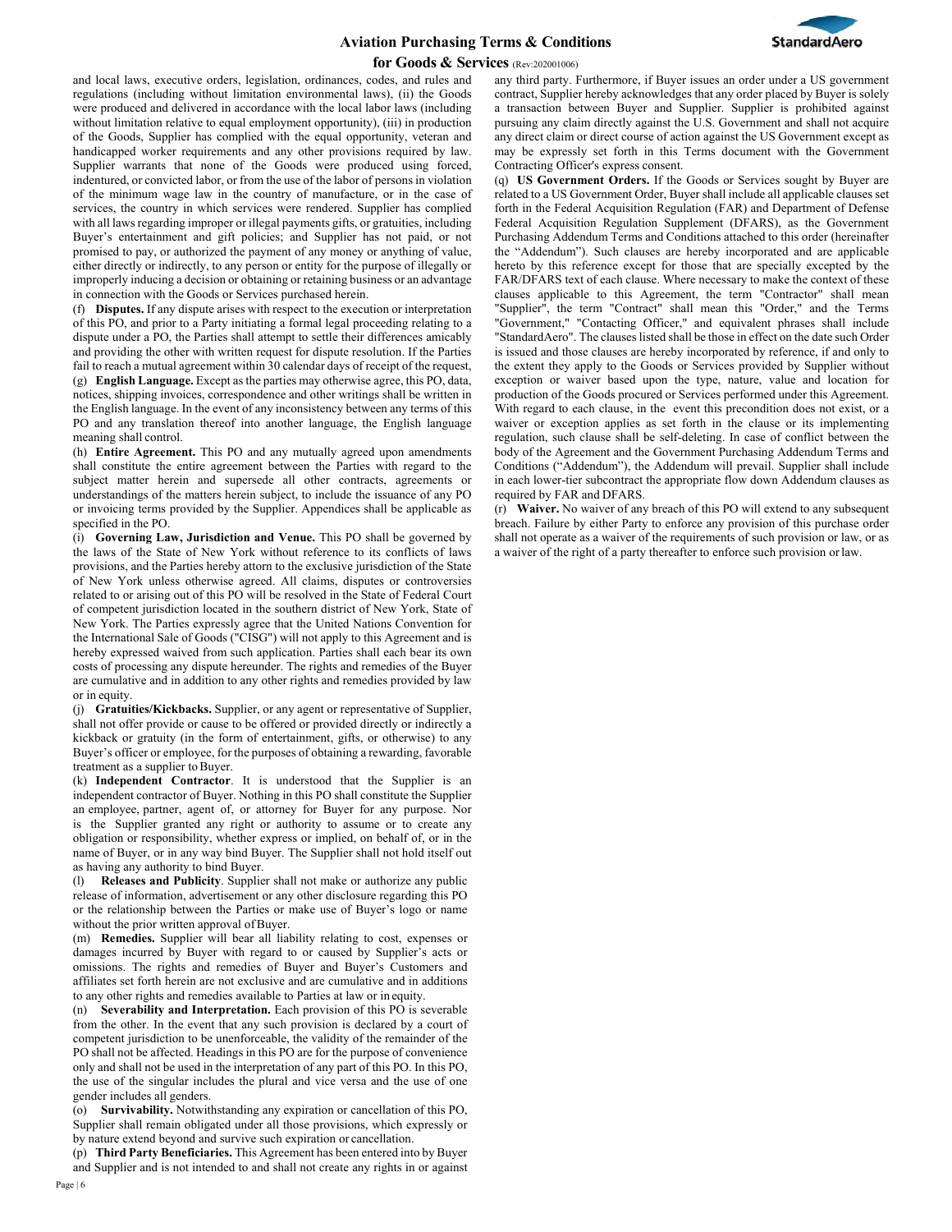and local laws, executive orders, legislation, ordinances, codes, and rules and regulations (including without limitation environmental laws), (ii) the Goods were produced and delivered in accordance with the local labor laws (including without limitation relative to equal employment opportunity), (iii) in production of the Goods, Supplier has complied with the equal opportunity, veteran and handicapped worker requirements and any other provisions required by law. Supplier warrants that none of the Goods were produced using forced, indentured, or convicted labor, or from the use of the labor of persons in violation of the minimum wage law in the country of manufacture, or in the case of services, the country in which services were rendered. Supplier has complied with all laws regarding improper or illegal payments gifts, or gratuities, including Buyer's entertainment and gift policies; and Supplier has not paid, or not promised to pay, or authorized the payment of any money or anything of value, either directly or indirectly, to any person or entity for the purpose of illegally or improperly inducing a decision or obtaining or retaining business or an advantage in connection with the Goods or Services purchased herein.

(f) **Disputes.** If any dispute arises with respect to the execution or interpretation of this PO, and prior to a Party initiating a formal legal proceeding relating to a dispute under a PO, the Parties shall attempt to settle their differences amicably and providing the other with written request for dispute resolution. If the Parties fail to reach a mutual agreement within 30 calendar days of receipt of the request,

(g) **English Language.** Except as the parties may otherwise agree, this PO, data, notices, shipping invoices, correspondence and other writings shall be written in the English language. In the event of any inconsistency between any terms of this PO and any translation thereof into another language, the English language meaning shall control.

(h) **Entire Agreement.** This PO and any mutually agreed upon amendments shall constitute the entire agreement between the Parties with regard to the subject matter herein and supersede all other contracts, agreements or understandings of the matters herein subject, to include the issuance of any PO or invoicing terms provided by the Supplier. Appendices shall be applicable as specified in the PO.

(i) **Governing Law, Jurisdiction and Venue.** This PO shall be governed by the laws of the State of New York without reference to its conflicts of laws provisions, and the Parties hereby attorn to the exclusive jurisdiction of the State of New York unless otherwise agreed. All claims, disputes or controversies related to or arising out of this PO will be resolved in the State of Federal Court of competent jurisdiction located in the southern district of New York, State of New York. The Parties expressly agree that the United Nations Convention for the International Sale of Goods ("CISG") will not apply to this Agreement and is hereby expressed waived from such application. Parties shall each bear its own costs of processing any dispute hereunder. The rights and remedies of the Buyer are cumulative and in addition to any other rights and remedies provided by law or in equity.

(j) **Gratuities/Kickbacks.** Supplier, or any agent or representative of Supplier, shall not offer provide or cause to be offered or provided directly or indirectly a kickback or gratuity (in the form of entertainment, gifts, or otherwise) to any Buyer's officer or employee, for the purposes of obtaining a rewarding, favorable treatment as a supplier to Buyer.

(k) **Independent Contractor**. It is understood that the Supplier is an independent contractor of Buyer. Nothing in this PO shall constitute the Supplier an employee, partner, agent of, or attorney for Buyer for any purpose. Nor is the Supplier granted any right or authority to assume or to create any obligation or responsibility, whether express or implied, on behalf of, or in the name of Buyer, or in any way bind Buyer. The Supplier shall not hold itself out as having any authority to bind Buyer.

(l) **Releases and Publicity**. Supplier shall not make or authorize any public release of information, advertisement or any other disclosure regarding this PO or the relationship between the Parties or make use of Buyer's logo or name without the prior written approval of Buyer.

(m) **Remedies.** Supplier will bear all liability relating to cost, expenses or damages incurred by Buyer with regard to or caused by Supplier's acts or omissions. The rights and remedies of Buyer and Buyer's Customers and affiliates set forth herein are not exclusive and are cumulative and in additions to any other rights and remedies available to Parties at law or in equity.

(n) **Severability and Interpretation.** Each provision of this PO is severable from the other. In the event that any such provision is declared by a court of competent jurisdiction to be unenforceable, the validity of the remainder of the PO shall not be affected. Headings in this PO are for the purpose of convenience only and shall not be used in the interpretation of any part of this PO. In this PO, the use of the singular includes the plural and vice versa and the use of one gender includes all genders.

(o) **Survivability.** Notwithstanding any expiration or cancellation of this PO, Supplier shall remain obligated under all those provisions, which expressly or by nature extend beyond and survive such expiration or cancellation.

(p) **Third Party Beneficiaries.** This Agreement has been entered into by Buyer and Supplier and is not intended to and shall not create any rights in or against any third party. Furthermore, if Buyer issues an order under a US government contract, Supplier hereby acknowledges that any order placed by Buyer is solely a transaction between Buyer and Supplier. Supplier is prohibited against pursuing any claim directly against the U.S. Government and shall not acquire any direct claim or direct course of action against the US Government except as may be expressly set forth in this Terms document with the Government Contracting Officer's express consent.

(q) **US Government Orders.** If the Goods or Services sought by Buyer are related to a US Government Order, Buyer shall include all applicable clauses set forth in the Federal Acquisition Regulation (FAR) and Department of Defense Federal Acquisition Regulation Supplement (DFARS), as the Government Purchasing Addendum Terms and Conditions attached to this order (hereinafter the "Addendum"). Such clauses are hereby incorporated and are applicable hereto by this reference except for those that are specially excepted by the FAR/DFARS text of each clause. Where necessary to make the context of these clauses applicable to this Agreement, the term "Contractor" shall mean "Supplier", the term "Contract" shall mean this "Order," and the Terms "Government," "Contacting Officer," and equivalent phrases shall include "StandardAero". The clauses listed shall be those in effect on the date such Order is issued and those clauses are hereby incorporated by reference, if and only to the extent they apply to the Goods or Services provided by Supplier without exception or waiver based upon the type, nature, value and location for production of the Goods procured or Services performed under this Agreement. With regard to each clause, in the event this precondition does not exist, or a waiver or exception applies as set forth in the clause or its implementing regulation, such clause shall be self-deleting. In case of conflict between the body of the Agreement and the Government Purchasing Addendum Terms and Conditions ("Addendum"), the Addendum will prevail. Supplier shall include in each lower-tier subcontract the appropriate flow down Addendum clauses as required by FAR and DFARS.

(r) **Waiver.** No waiver of any breach of this PO will extend to any subsequent breach. Failure by either Party to enforce any provision of this purchase order shall not operate as a waiver of the requirements of such provision or law, or as a waiver of the right of a party thereafter to enforce such provision or law.